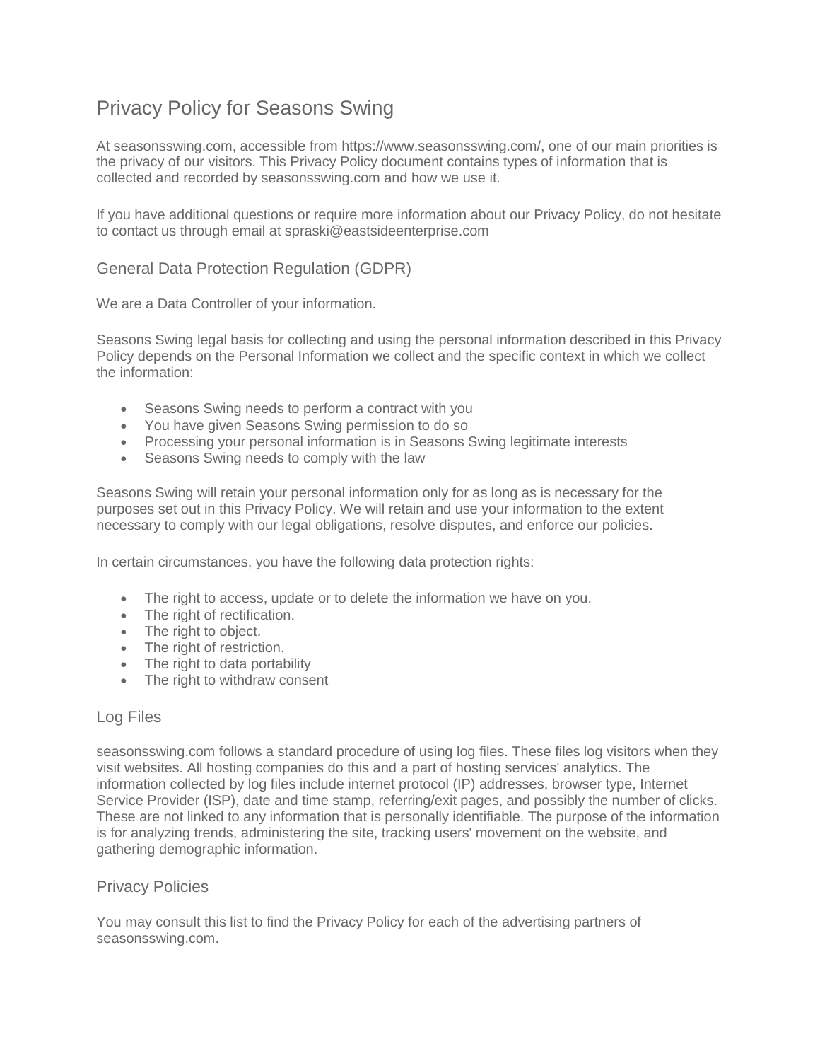# Privacy Policy for Seasons Swing

At seasonsswing.com, accessible from https://www.seasonsswing.com/, one of our main priorities is the privacy of our visitors. This Privacy Policy document contains types of information that is collected and recorded by seasonsswing.com and how we use it.

If you have additional questions or require more information about our Privacy Policy, do not hesitate to contact us through email at spraski@eastsideenterprise.com

## General Data Protection Regulation (GDPR)

We are a Data Controller of your information.

Seasons Swing legal basis for collecting and using the personal information described in this Privacy Policy depends on the Personal Information we collect and the specific context in which we collect the information:

- Seasons Swing needs to perform a contract with you
- You have given Seasons Swing permission to do so
- Processing your personal information is in Seasons Swing legitimate interests
- Seasons Swing needs to comply with the law

Seasons Swing will retain your personal information only for as long as is necessary for the purposes set out in this Privacy Policy. We will retain and use your information to the extent necessary to comply with our legal obligations, resolve disputes, and enforce our policies.

In certain circumstances, you have the following data protection rights:

- The right to access, update or to delete the information we have on you.
- The right of rectification.
- The right to object.
- The right of restriction.
- The right to data portability
- The right to withdraw consent

## Log Files

seasonsswing.com follows a standard procedure of using log files. These files log visitors when they visit websites. All hosting companies do this and a part of hosting services' analytics. The information collected by log files include internet protocol (IP) addresses, browser type, Internet Service Provider (ISP), date and time stamp, referring/exit pages, and possibly the number of clicks. These are not linked to any information that is personally identifiable. The purpose of the information is for analyzing trends, administering the site, tracking users' movement on the website, and gathering demographic information.

## Privacy Policies

You may consult this list to find the Privacy Policy for each of the advertising partners of seasonsswing.com.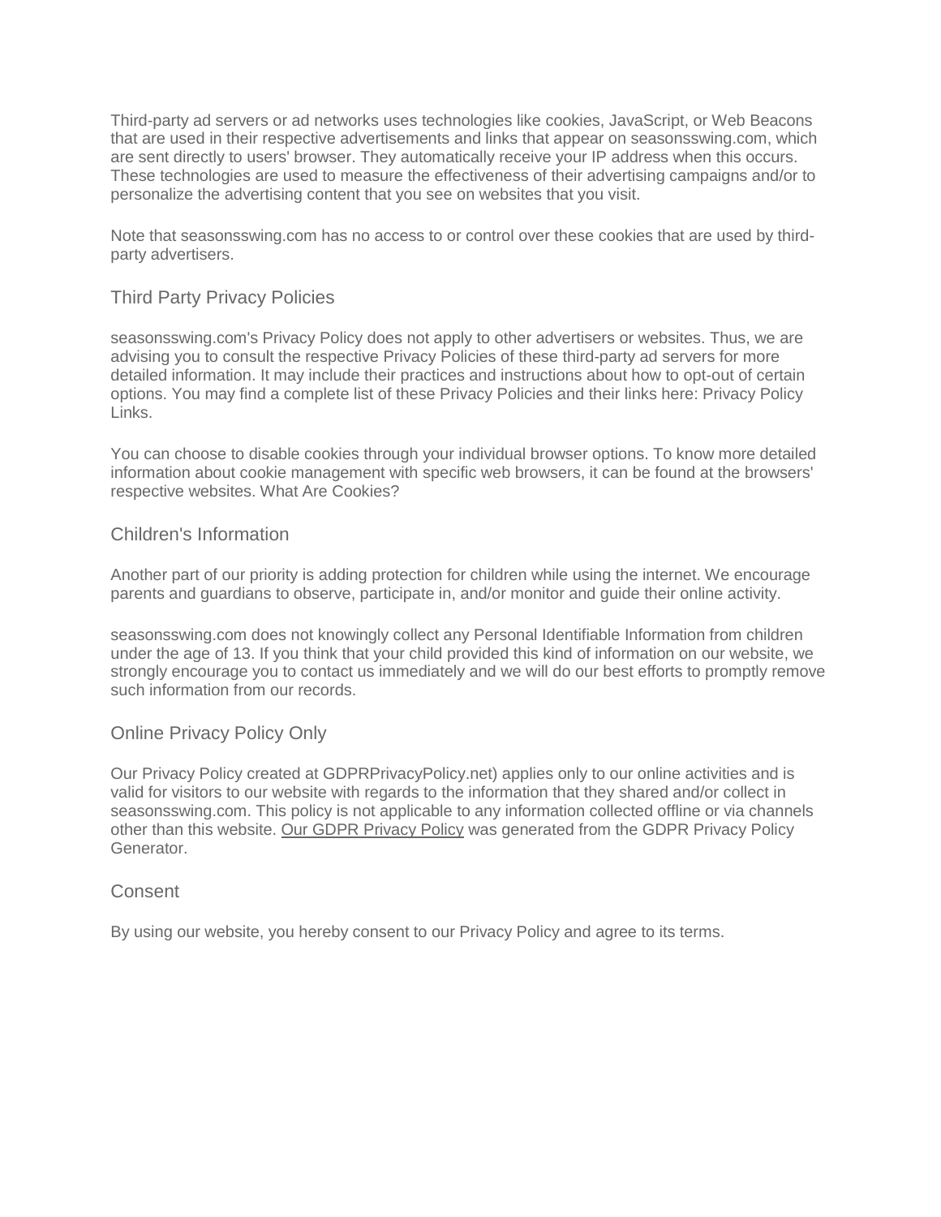Third-party ad servers or ad networks uses technologies like cookies, JavaScript, or Web Beacons that are used in their respective advertisements and links that appear on seasonsswing.com, which are sent directly to users' browser. They automatically receive your IP address when this occurs. These technologies are used to measure the effectiveness of their advertising campaigns and/or to personalize the advertising content that you see on websites that you visit.

Note that seasonsswing.com has no access to or control over these cookies that are used by third-party advertisers.

## Third Party Privacy Policies

seasonsswing.com's Privacy Policy does not apply to other advertisers or websites. Thus, we are advising you to consult the respective Privacy Policies of these third-party ad servers for more detailed information. It may include their practices and instructions about how to opt-out of certain options. You may find a complete list of these Privacy Policies and their links here: Privacy Policy Links.

You can choose to disable cookies through your individual browser options. To know more detailed information about cookie management with specific web browsers, it can be found at the browsers' respective websites. What Are Cookies?

## Children's Information

Another part of our priority is adding protection for children while using the internet. We encourage parents and guardians to observe, participate in, and/or monitor and guide their online activity.

seasonsswing.com does not knowingly collect any Personal Identifiable Information from children under the age of 13. If you think that your child provided this kind of information on our website, we strongly encourage you to contact us immediately and we will do our best efforts to promptly remove such information from our records.

## Online Privacy Policy Only

Our Privacy Policy created at GDPRPrivacyPolicy.net) applies only to our online activities and is valid for visitors to our website with regards to the information that they shared and/or collect in seasonsswing.com. This policy is not applicable to any information collected offline or via channels other than this website. Our GDPR Privacy Policy was generated from the GDPR Privacy Policy Generator.

## Consent

By using our website, you hereby consent to our Privacy Policy and agree to its terms.